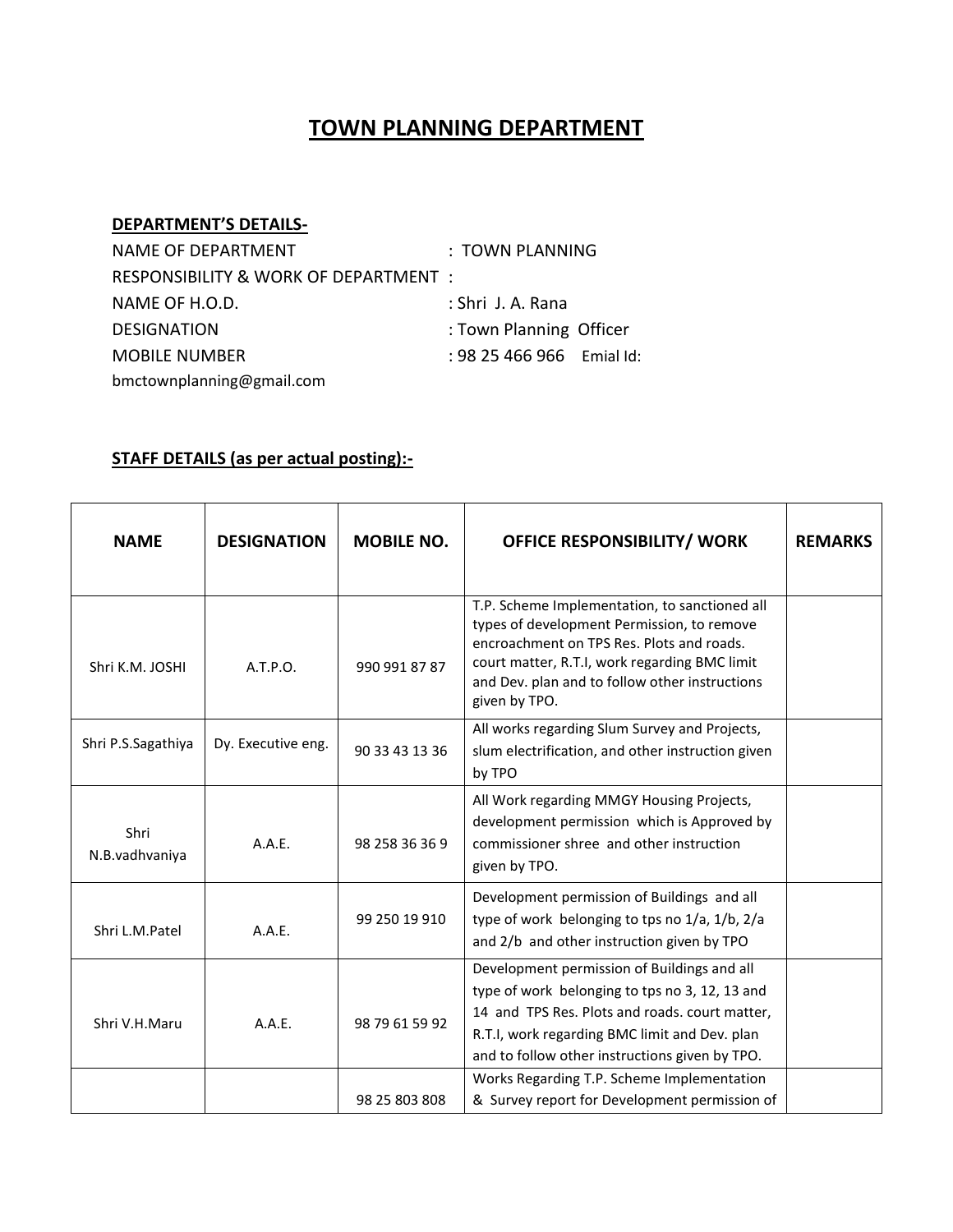# TOWN PLANNING DEPARTMENT

**DEPARTMENT'S DETAILS-**

NAME OF DEPARTMENT : TOWN PLANNING

RESPONSIBILITY & WORK OF DEPARTMENT :

NAME OF H.O.D. : Shri J. A. Rana

DESIGNATION : Town Planning Officer

MOBILE NUMBER : 98 25 466 966 Emial Id: bmctownplanning@gmail.com

**STAFF DETAILS (as per actual posting):-**

| NAME | DESIGNATION | MOBILE NO. | OFFICE RESPONSIBILITY/ WORK | REMARKS |
|---|---|---|---|---|
| Shri K.M. JOSHI | A.T.P.O. | 990 991 87 87 | T.P. Scheme Implementation, to sanctioned all types of development Permission, to remove encroachment on TPS Res. Plots and roads. court matter, R.T.I, work regarding BMC limit and Dev. plan and to follow other instructions given by TPO. | |
| Shri P.S.Sagathiya | Dy. Executive eng. | 90 33 43 13 36 | All works regarding Slum Survey and Projects, slum electrification, and other instruction given by TPO | |
| Shri N.B.vadhvaniya | A.A.E. | 98 258 36 36 9 | All Work regarding MMGY Housing Projects, development permission which is Approved by commissioner shree and other instruction given by TPO. | |
| Shri L.M.Patel | A.A.E. | 99 250 19 910 | Development permission of Buildings and all type of work belonging to tps no 1/a, 1/b, 2/a and 2/b and other instruction given by TPO | |
| Shri V.H.Maru | A.A.E. | 98 79 61 59 92 | Development permission of Buildings and all type of work belonging to tps no 3, 12, 13 and 14 and TPS Res. Plots and roads. court matter, R.T.I, work regarding BMC limit and Dev. plan and to follow other instructions given by TPO. | |
| | | 98 25 803 808 | Works Regarding T.P. Scheme Implementation & Survey report for Development permission of | |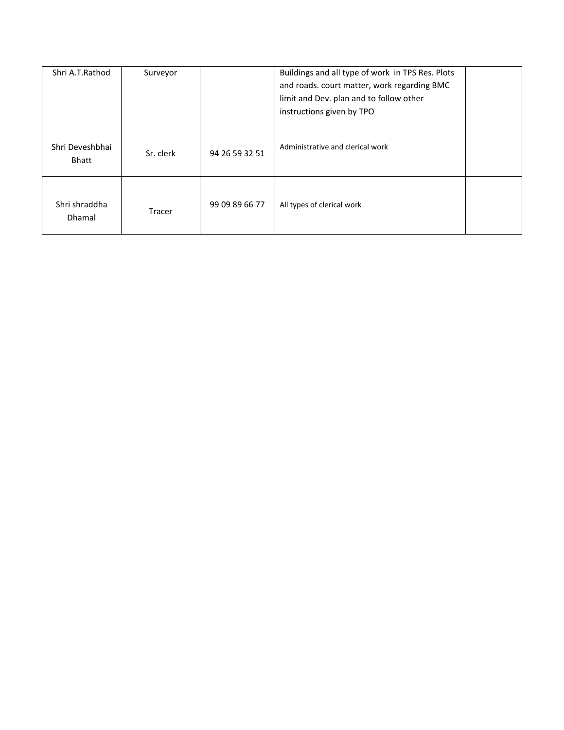| | | | | |
|---|---|---|---|---|
| Shri A.T.Rathod | Surveyor | | Buildings and all type of work in TPS Res. Plots and roads. court matter, work regarding BMC limit and Dev. plan and to follow other instructions given by TPO | |
| Shri Deveshbhai Bhatt | Sr. clerk | 94 26 59 32 51 | Administrative and clerical work | |
| Shri shraddha Dhamal | Tracer | 99 09 89 66 77 | All types of clerical work | |